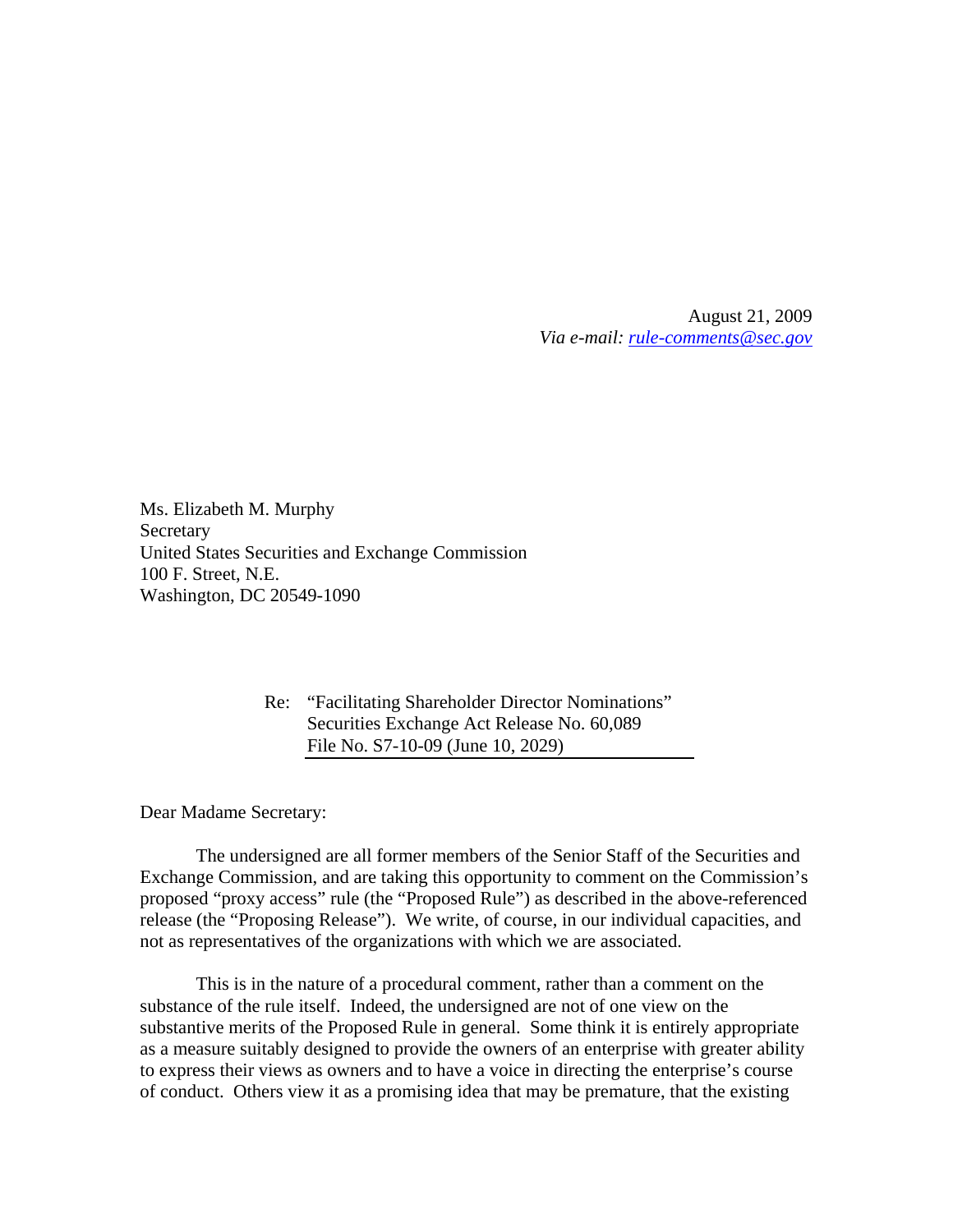August 21, 2009
*Via e-mail: rule-comments@sec.gov*

Ms. Elizabeth M. Murphy
Secretary
United States Securities and Exchange Commission
100 F. Street, N.E.
Washington, DC 20549-1090

Re: "Facilitating Shareholder Director Nominations"
Securities Exchange Act Release No. 60,089
File No. S7-10-09 (June 10, 2029)

Dear Madame Secretary:

The undersigned are all former members of the Senior Staff of the Securities and Exchange Commission, and are taking this opportunity to comment on the Commission's proposed "proxy access" rule (the "Proposed Rule") as described in the above-referenced release (the "Proposing Release"). We write, of course, in our individual capacities, and not as representatives of the organizations with which we are associated.

This is in the nature of a procedural comment, rather than a comment on the substance of the rule itself. Indeed, the undersigned are not of one view on the substantive merits of the Proposed Rule in general. Some think it is entirely appropriate as a measure suitably designed to provide the owners of an enterprise with greater ability to express their views as owners and to have a voice in directing the enterprise's course of conduct. Others view it as a promising idea that may be premature, that the existing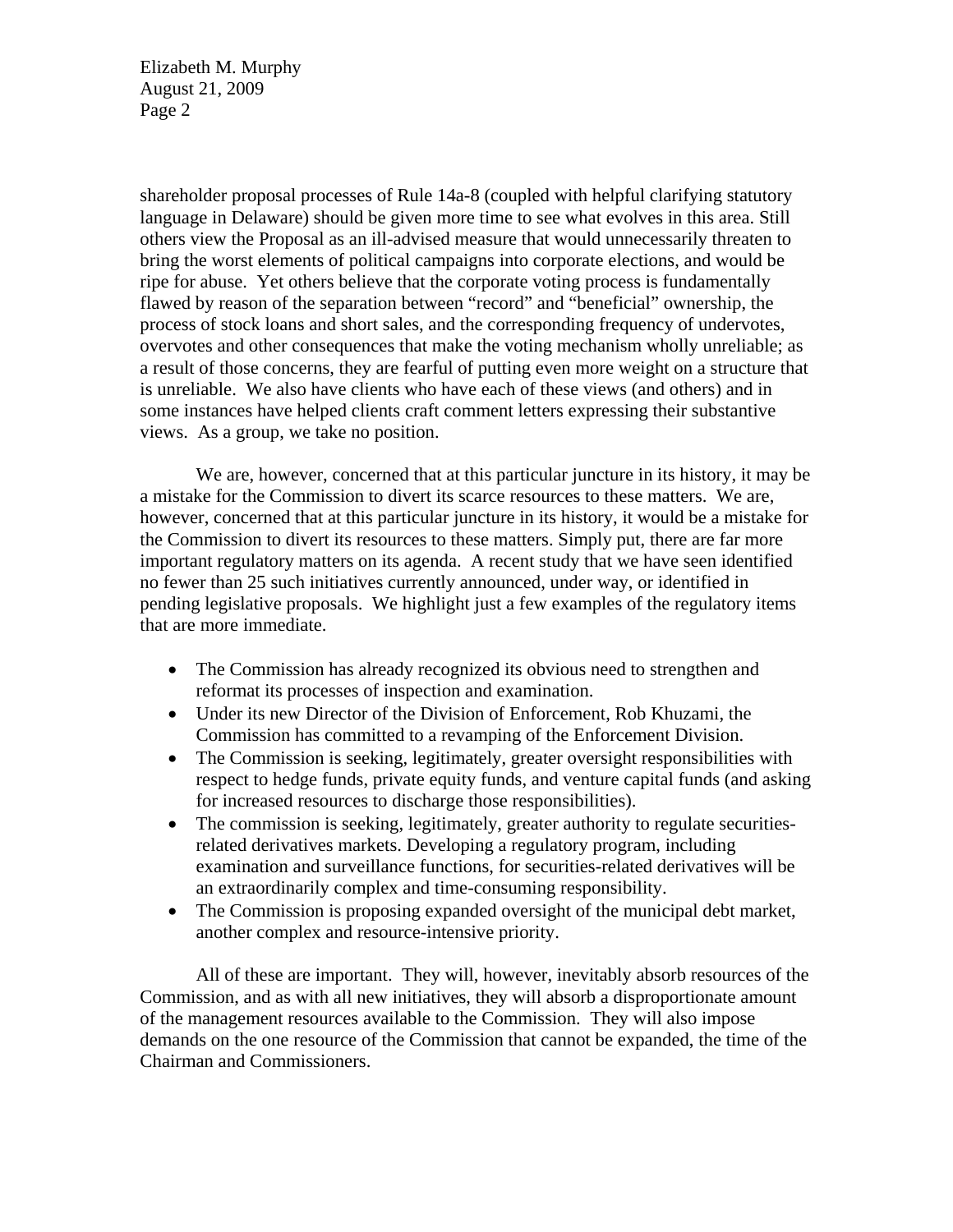shareholder proposal processes of Rule 14a-8 (coupled with helpful clarifying statutory language in Delaware) should be given more time to see what evolves in this area. Still others view the Proposal as an ill-advised measure that would unnecessarily threaten to bring the worst elements of political campaigns into corporate elections, and would be ripe for abuse. Yet others believe that the corporate voting process is fundamentally flawed by reason of the separation between "record" and "beneficial" ownership, the process of stock loans and short sales, and the corresponding frequency of undervotes, overvotes and other consequences that make the voting mechanism wholly unreliable; as a result of those concerns, they are fearful of putting even more weight on a structure that is unreliable. We also have clients who have each of these views (and others) and in some instances have helped clients craft comment letters expressing their substantive views. As a group, we take no position.

We are, however, concerned that at this particular juncture in its history, it may be a mistake for the Commission to divert its scarce resources to these matters. We are, however, concerned that at this particular juncture in its history, it would be a mistake for the Commission to divert its resources to these matters. Simply put, there are far more important regulatory matters on its agenda. A recent study that we have seen identified no fewer than 25 such initiatives currently announced, under way, or identified in pending legislative proposals. We highlight just a few examples of the regulatory items that are more immediate.

- The Commission has already recognized its obvious need to strengthen and reformat its processes of inspection and examination.
- Under its new Director of the Division of Enforcement, Rob Khuzami, the Commission has committed to a revamping of the Enforcement Division.
- The Commission is seeking, legitimately, greater oversight responsibilities with respect to hedge funds, private equity funds, and venture capital funds (and asking for increased resources to discharge those responsibilities).
- The commission is seeking, legitimately, greater authority to regulate securities-related derivatives markets. Developing a regulatory program, including examination and surveillance functions, for securities-related derivatives will be an extraordinarily complex and time-consuming responsibility.
- The Commission is proposing expanded oversight of the municipal debt market, another complex and resource-intensive priority.

All of these are important. They will, however, inevitably absorb resources of the Commission, and as with all new initiatives, they will absorb a disproportionate amount of the management resources available to the Commission. They will also impose demands on the one resource of the Commission that cannot be expanded, the time of the Chairman and Commissioners.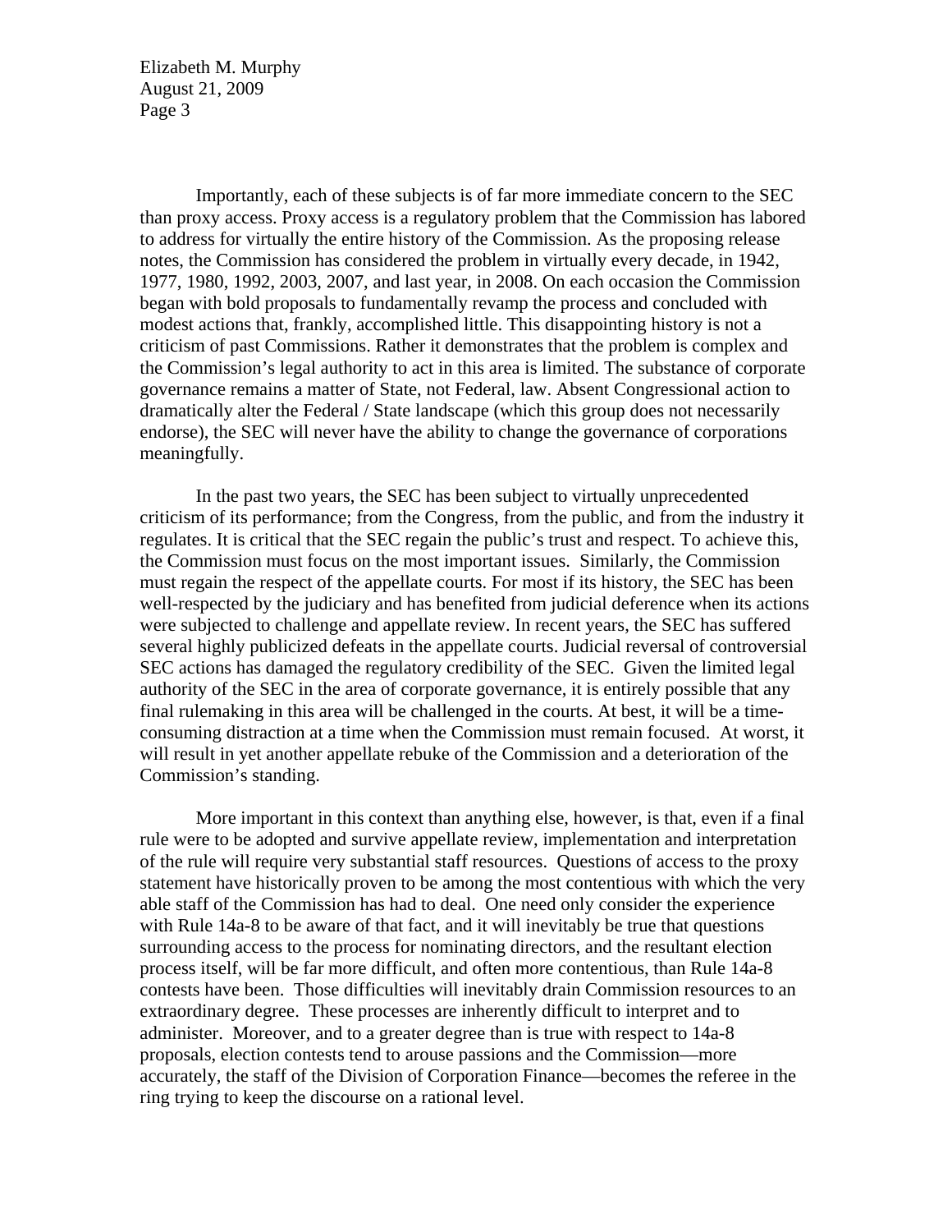Importantly, each of these subjects is of far more immediate concern to the SEC than proxy access. Proxy access is a regulatory problem that the Commission has labored to address for virtually the entire history of the Commission. As the proposing release notes, the Commission has considered the problem in virtually every decade, in 1942, 1977, 1980, 1992, 2003, 2007, and last year, in 2008. On each occasion the Commission began with bold proposals to fundamentally revamp the process and concluded with modest actions that, frankly, accomplished little. This disappointing history is not a criticism of past Commissions. Rather it demonstrates that the problem is complex and the Commission's legal authority to act in this area is limited. The substance of corporate governance remains a matter of State, not Federal, law. Absent Congressional action to dramatically alter the Federal / State landscape (which this group does not necessarily endorse), the SEC will never have the ability to change the governance of corporations meaningfully.

In the past two years, the SEC has been subject to virtually unprecedented criticism of its performance; from the Congress, from the public, and from the industry it regulates. It is critical that the SEC regain the public's trust and respect. To achieve this, the Commission must focus on the most important issues. Similarly, the Commission must regain the respect of the appellate courts. For most if its history, the SEC has been well-respected by the judiciary and has benefited from judicial deference when its actions were subjected to challenge and appellate review. In recent years, the SEC has suffered several highly publicized defeats in the appellate courts. Judicial reversal of controversial SEC actions has damaged the regulatory credibility of the SEC. Given the limited legal authority of the SEC in the area of corporate governance, it is entirely possible that any final rulemaking in this area will be challenged in the courts. At best, it will be a time-consuming distraction at a time when the Commission must remain focused. At worst, it will result in yet another appellate rebuke of the Commission and a deterioration of the Commission's standing.

More important in this context than anything else, however, is that, even if a final rule were to be adopted and survive appellate review, implementation and interpretation of the rule will require very substantial staff resources. Questions of access to the proxy statement have historically proven to be among the most contentious with which the very able staff of the Commission has had to deal. One need only consider the experience with Rule 14a-8 to be aware of that fact, and it will inevitably be true that questions surrounding access to the process for nominating directors, and the resultant election process itself, will be far more difficult, and often more contentious, than Rule 14a-8 contests have been. Those difficulties will inevitably drain Commission resources to an extraordinary degree. These processes are inherently difficult to interpret and to administer. Moreover, and to a greater degree than is true with respect to 14a-8 proposals, election contests tend to arouse passions and the Commission—more accurately, the staff of the Division of Corporation Finance—becomes the referee in the ring trying to keep the discourse on a rational level.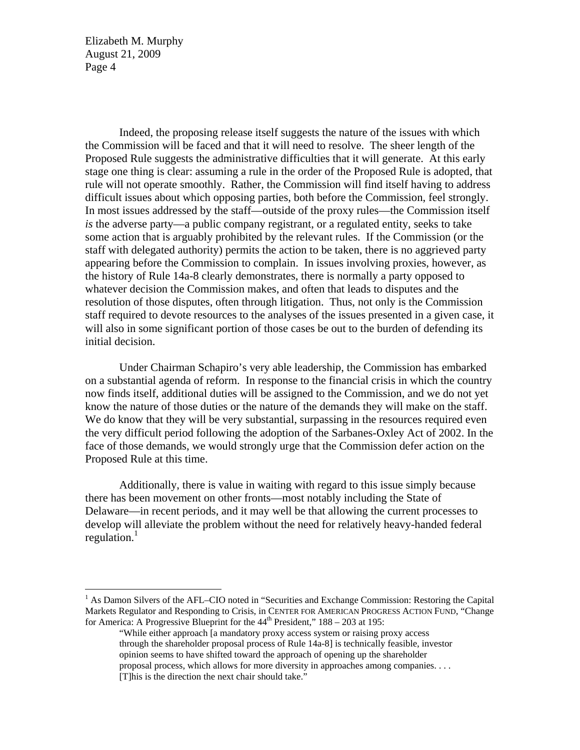Indeed, the proposing release itself suggests the nature of the issues with which the Commission will be faced and that it will need to resolve. The sheer length of the Proposed Rule suggests the administrative difficulties that it will generate. At this early stage one thing is clear: assuming a rule in the order of the Proposed Rule is adopted, that rule will not operate smoothly. Rather, the Commission will find itself having to address difficult issues about which opposing parties, both before the Commission, feel strongly. In most issues addressed by the staff—outside of the proxy rules—the Commission itself *is* the adverse party—a public company registrant, or a regulated entity, seeks to take some action that is arguably prohibited by the relevant rules. If the Commission (or the staff with delegated authority) permits the action to be taken, there is no aggrieved party appearing before the Commission to complain. In issues involving proxies, however, as the history of Rule 14a-8 clearly demonstrates, there is normally a party opposed to whatever decision the Commission makes, and often that leads to disputes and the resolution of those disputes, often through litigation. Thus, not only is the Commission staff required to devote resources to the analyses of the issues presented in a given case, it will also in some significant portion of those cases be out to the burden of defending its initial decision.

Under Chairman Schapiro's very able leadership, the Commission has embarked on a substantial agenda of reform. In response to the financial crisis in which the country now finds itself, additional duties will be assigned to the Commission, and we do not yet know the nature of those duties or the nature of the demands they will make on the staff. We do know that they will be very substantial, surpassing in the resources required even the very difficult period following the adoption of the Sarbanes-Oxley Act of 2002. In the face of those demands, we would strongly urge that the Commission defer action on the Proposed Rule at this time.

Additionally, there is value in waiting with regard to this issue simply because there has been movement on other fronts—most notably including the State of Delaware—in recent periods, and it may well be that allowing the current processes to develop will alleviate the problem without the need for relatively heavy-handed federal regulation.[1]

---

[1] As Damon Silvers of the AFL–CIO noted in "Securities and Exchange Commission: Restoring the Capital Markets Regulator and Responding to Crisis, in CENTER FOR AMERICAN PROGRESS ACTION FUND, "Change for America: A Progressive Blueprint for the 44th President," 188 – 203 at 195:

> "While either approach [a mandatory proxy access system or raising proxy access through the shareholder proposal process of Rule 14a-8] is technically feasible, investor opinion seems to have shifted toward the approach of opening up the shareholder proposal process, which allows for more diversity in approaches among companies. . . . [T]his is the direction the next chair should take."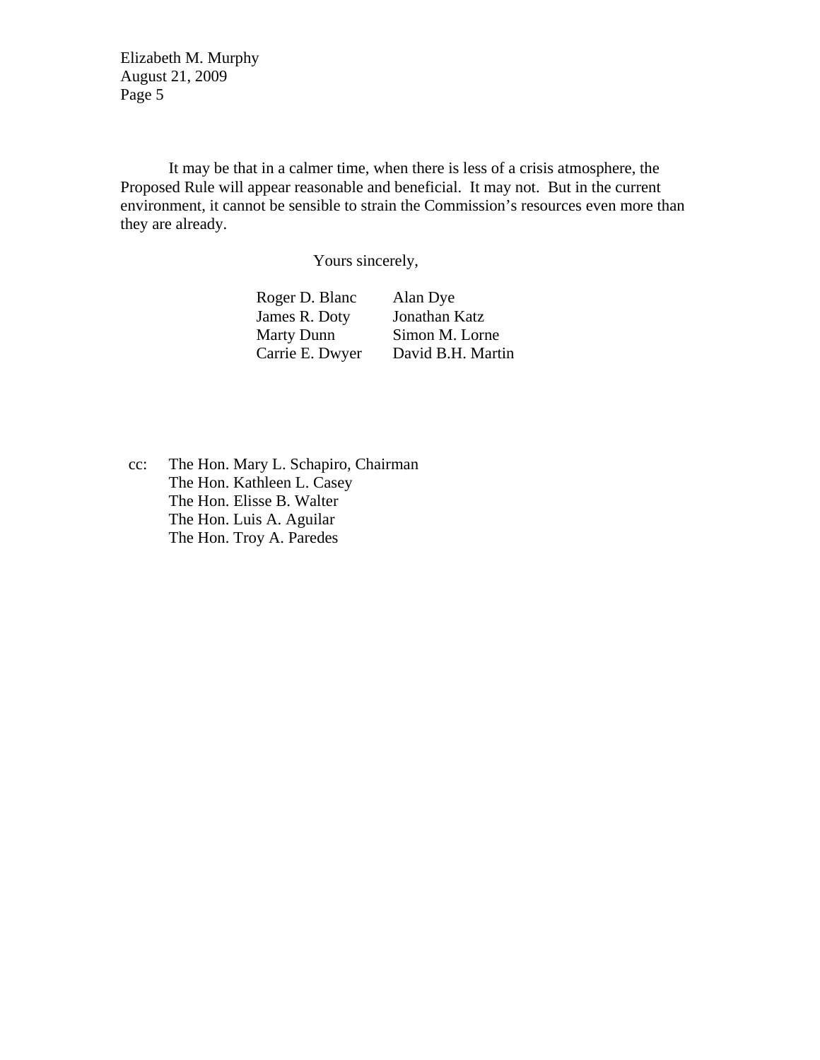It may be that in a calmer time, when there is less of a crisis atmosphere, the Proposed Rule will appear reasonable and beneficial. It may not. But in the current environment, it cannot be sensible to strain the Commission's resources even more than they are already.

Yours sincerely,

Roger D. Blanc
James R. Doty
Marty Dunn
Carrie E. Dwyer
Alan Dye
Jonathan Katz
Simon M. Lorne
David B.H. Martin

cc: The Hon. Mary L. Schapiro, Chairman
The Hon. Kathleen L. Casey
The Hon. Elisse B. Walter
The Hon. Luis A. Aguilar
The Hon. Troy A. Paredes